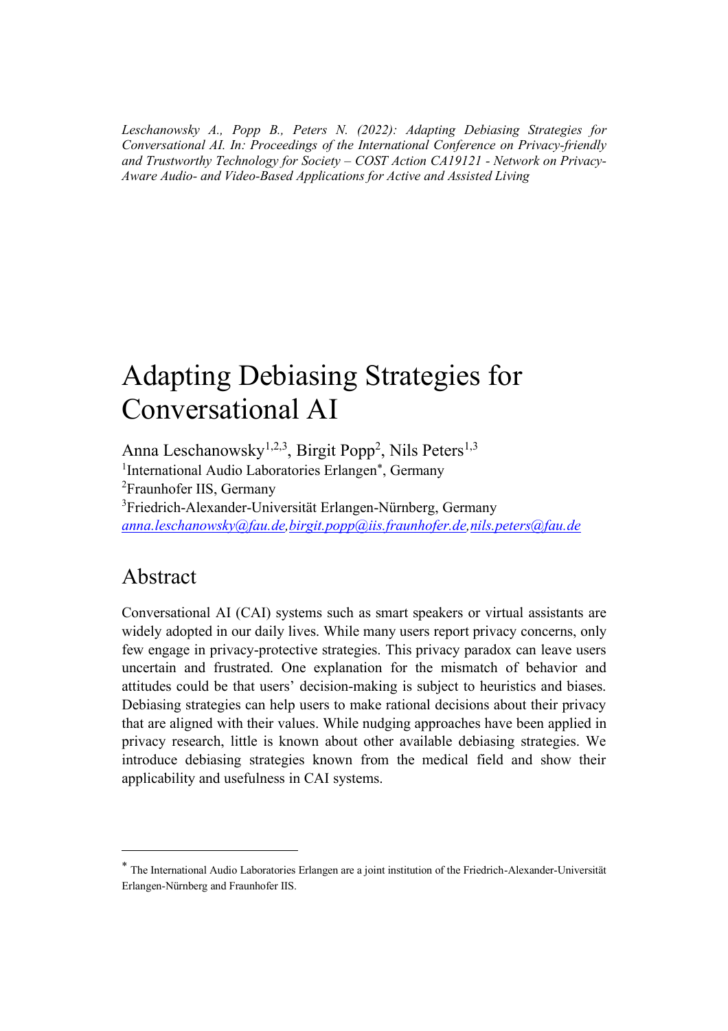*Leschanowsky A., Popp B., Peters N. (2022): Adapting Debiasing Strategies for Conversational AI. In: Proceedings of the International Conference on Privacy-friendly and Trustworthy Technology for Society – COST Action CA19121 - Network on Privacy-Aware Audio- and Video-Based Applications for Active and Assisted Living*

# Adapting Debiasing Strategies for Conversational AI

Anna Leschanowsky[1,2,3], Birgit Popp[2], Nils Peters[1,3]

[1]International Audio Laboratories Erlangen[*], Germany

[2]Fraunhofer IIS, Germany

[3]Friedrich-Alexander-Universität Erlangen-Nürnberg, Germany

anna.leschanowsky@fau.de, birgit.popp@iis.fraunhofer.de, nils.peters@fau.de

## Abstract

Conversational AI (CAI) systems such as smart speakers or virtual assistants are widely adopted in our daily lives. While many users report privacy concerns, only few engage in privacy-protective strategies. This privacy paradox can leave users uncertain and frustrated. One explanation for the mismatch of behavior and attitudes could be that users' decision-making is subject to heuristics and biases. Debiasing strategies can help users to make rational decisions about their privacy that are aligned with their values. While nudging approaches have been applied in privacy research, little is known about other available debiasing strategies. We introduce debiasing strategies known from the medical field and show their applicability and usefulness in CAI systems.

---

[*] The International Audio Laboratories Erlangen are a joint institution of the Friedrich-Alexander-Universität Erlangen-Nürnberg and Fraunhofer IIS.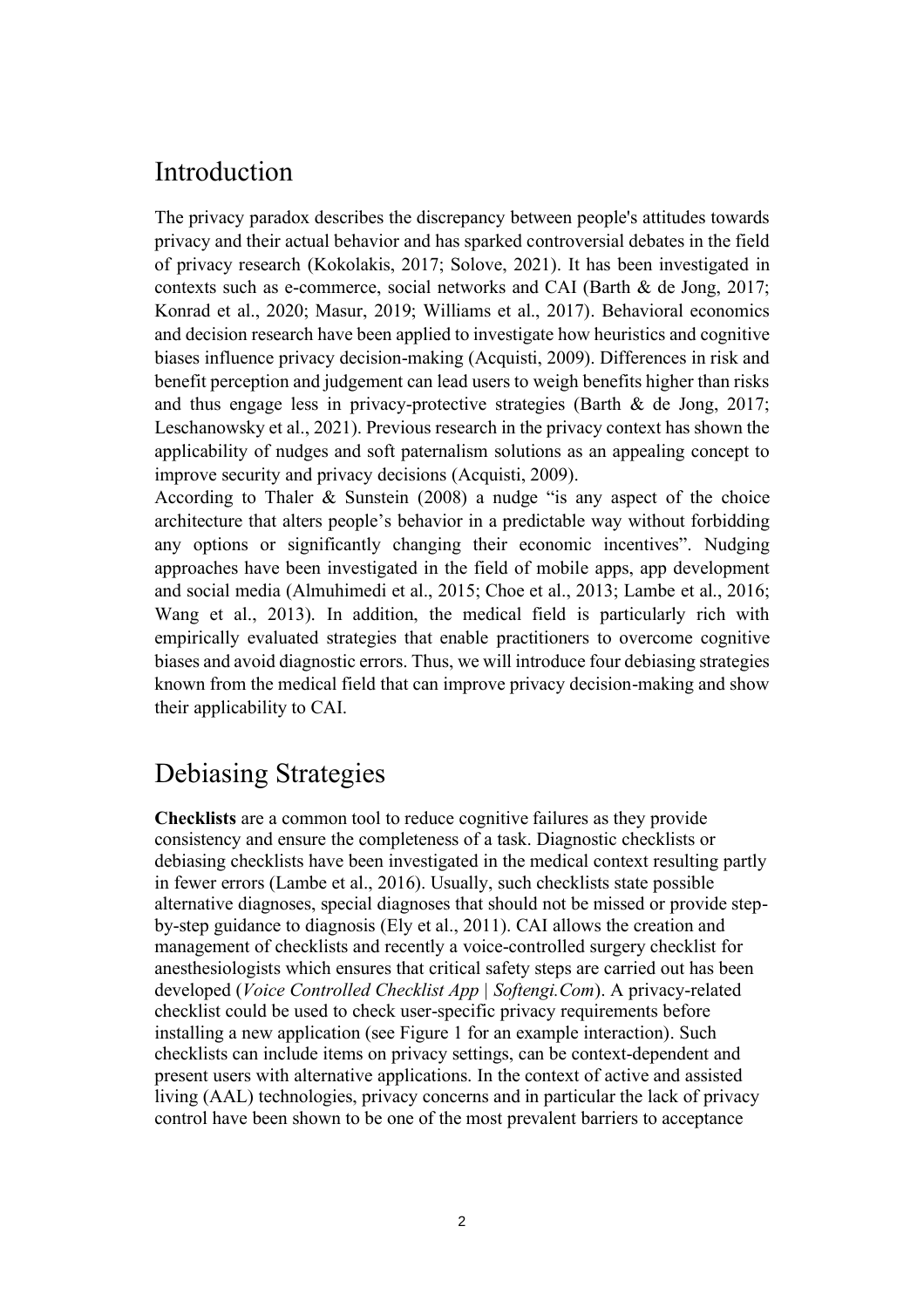# Introduction

The privacy paradox describes the discrepancy between people's attitudes towards privacy and their actual behavior and has sparked controversial debates in the field of privacy research (Kokolakis, 2017; Solove, 2021). It has been investigated in contexts such as e-commerce, social networks and CAI (Barth & de Jong, 2017; Konrad et al., 2020; Masur, 2019; Williams et al., 2017). Behavioral economics and decision research have been applied to investigate how heuristics and cognitive biases influence privacy decision-making (Acquisti, 2009). Differences in risk and benefit perception and judgement can lead users to weigh benefits higher than risks and thus engage less in privacy-protective strategies (Barth & de Jong, 2017; Leschanowsky et al., 2021). Previous research in the privacy context has shown the applicability of nudges and soft paternalism solutions as an appealing concept to improve security and privacy decisions (Acquisti, 2009).

According to Thaler & Sunstein (2008) a nudge "is any aspect of the choice architecture that alters people's behavior in a predictable way without forbidding any options or significantly changing their economic incentives". Nudging approaches have been investigated in the field of mobile apps, app development and social media (Almuhimedi et al., 2015; Choe et al., 2013; Lambe et al., 2016; Wang et al., 2013). In addition, the medical field is particularly rich with empirically evaluated strategies that enable practitioners to overcome cognitive biases and avoid diagnostic errors. Thus, we will introduce four debiasing strategies known from the medical field that can improve privacy decision-making and show their applicability to CAI.

# Debiasing Strategies

**Checklists** are a common tool to reduce cognitive failures as they provide consistency and ensure the completeness of a task. Diagnostic checklists or debiasing checklists have been investigated in the medical context resulting partly in fewer errors (Lambe et al., 2016). Usually, such checklists state possible alternative diagnoses, special diagnoses that should not be missed or provide step-by-step guidance to diagnosis (Ely et al., 2011). CAI allows the creation and management of checklists and recently a voice-controlled surgery checklist for anesthesiologists which ensures that critical safety steps are carried out has been developed (*Voice Controlled Checklist App | Softengi.Com*). A privacy-related checklist could be used to check user-specific privacy requirements before installing a new application (see Figure 1 for an example interaction). Such checklists can include items on privacy settings, can be context-dependent and present users with alternative applications. In the context of active and assisted living (AAL) technologies, privacy concerns and in particular the lack of privacy control have been shown to be one of the most prevalent barriers to acceptance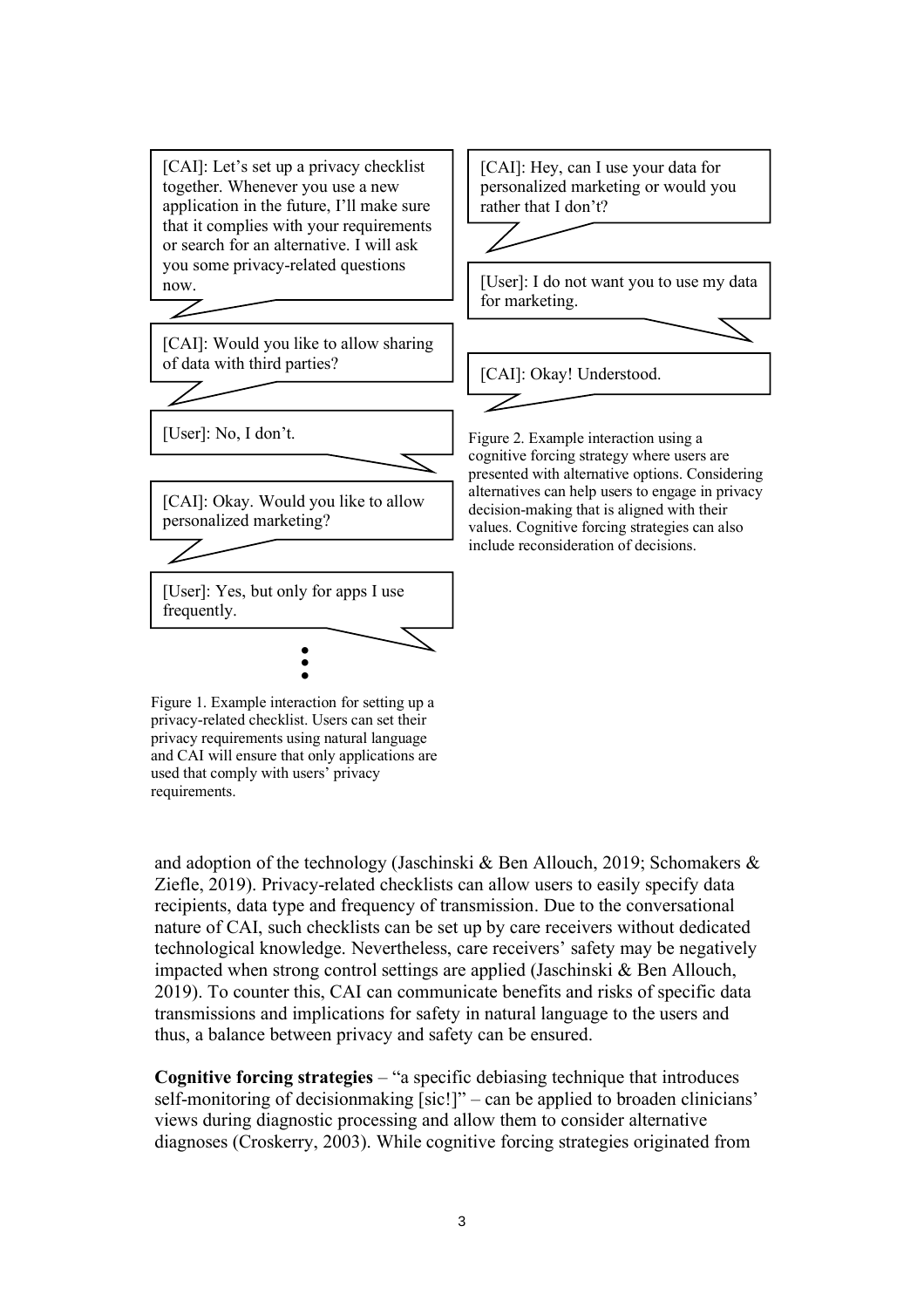[CAI]: Let's set up a privacy checklist together. Whenever you use a new application in the future, I'll make sure that it complies with your requirements or search for an alternative. I will ask you some privacy-related questions now.

[CAI]: Would you like to allow sharing of data with third parties?

[User]: No, I don't.

[CAI]: Okay. Would you like to allow personalized marketing?

[User]: Yes, but only for apps I use frequently.

⋮

Figure 1. Example interaction for setting up a privacy-related checklist. Users can set their privacy requirements using natural language and CAI will ensure that only applications are used that comply with users' privacy requirements.

[CAI]: Hey, can I use your data for personalized marketing or would you rather that I don't?

[User]: I do not want you to use my data for marketing.

[CAI]: Okay! Understood.

Figure 2. Example interaction using a cognitive forcing strategy where users are presented with alternative options. Considering alternatives can help users to engage in privacy decision-making that is aligned with their values. Cognitive forcing strategies can also include reconsideration of decisions.

and adoption of the technology (Jaschinski & Ben Allouch, 2019; Schomakers & Ziefle, 2019). Privacy-related checklists can allow users to easily specify data recipients, data type and frequency of transmission. Due to the conversational nature of CAI, such checklists can be set up by care receivers without dedicated technological knowledge. Nevertheless, care receivers' safety may be negatively impacted when strong control settings are applied (Jaschinski & Ben Allouch, 2019). To counter this, CAI can communicate benefits and risks of specific data transmissions and implications for safety in natural language to the users and thus, a balance between privacy and safety can be ensured.

**Cognitive forcing strategies** – "a specific debiasing technique that introduces self-monitoring of decisionmaking [sic!]" – can be applied to broaden clinicians' views during diagnostic processing and allow them to consider alternative diagnoses (Croskerry, 2003). While cognitive forcing strategies originated from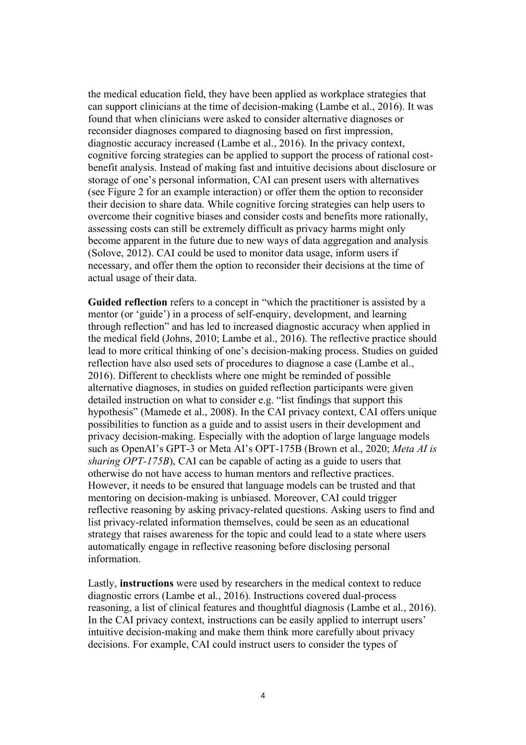the medical education field, they have been applied as workplace strategies that can support clinicians at the time of decision-making (Lambe et al., 2016). It was found that when clinicians were asked to consider alternative diagnoses or reconsider diagnoses compared to diagnosing based on first impression, diagnostic accuracy increased (Lambe et al., 2016). In the privacy context, cognitive forcing strategies can be applied to support the process of rational cost-benefit analysis. Instead of making fast and intuitive decisions about disclosure or storage of one's personal information, CAI can present users with alternatives (see Figure 2 for an example interaction) or offer them the option to reconsider their decision to share data. While cognitive forcing strategies can help users to overcome their cognitive biases and consider costs and benefits more rationally, assessing costs can still be extremely difficult as privacy harms might only become apparent in the future due to new ways of data aggregation and analysis (Solove, 2012). CAI could be used to monitor data usage, inform users if necessary, and offer them the option to reconsider their decisions at the time of actual usage of their data.

**Guided reflection** refers to a concept in "which the practitioner is assisted by a mentor (or 'guide') in a process of self-enquiry, development, and learning through reflection" and has led to increased diagnostic accuracy when applied in the medical field (Johns, 2010; Lambe et al., 2016). The reflective practice should lead to more critical thinking of one's decision-making process. Studies on guided reflection have also used sets of procedures to diagnose a case (Lambe et al., 2016). Different to checklists where one might be reminded of possible alternative diagnoses, in studies on guided reflection participants were given detailed instruction on what to consider e.g. "list findings that support this hypothesis" (Mamede et al., 2008). In the CAI privacy context, CAI offers unique possibilities to function as a guide and to assist users in their development and privacy decision-making. Especially with the adoption of large language models such as OpenAI's GPT-3 or Meta AI's OPT-175B (Brown et al., 2020; *Meta AI is sharing OPT-175B*), CAI can be capable of acting as a guide to users that otherwise do not have access to human mentors and reflective practices. However, it needs to be ensured that language models can be trusted and that mentoring on decision-making is unbiased. Moreover, CAI could trigger reflective reasoning by asking privacy-related questions. Asking users to find and list privacy-related information themselves, could be seen as an educational strategy that raises awareness for the topic and could lead to a state where users automatically engage in reflective reasoning before disclosing personal information.

Lastly, **instructions** were used by researchers in the medical context to reduce diagnostic errors (Lambe et al., 2016). Instructions covered dual-process reasoning, a list of clinical features and thoughtful diagnosis (Lambe et al., 2016). In the CAI privacy context, instructions can be easily applied to interrupt users' intuitive decision-making and make them think more carefully about privacy decisions. For example, CAI could instruct users to consider the types of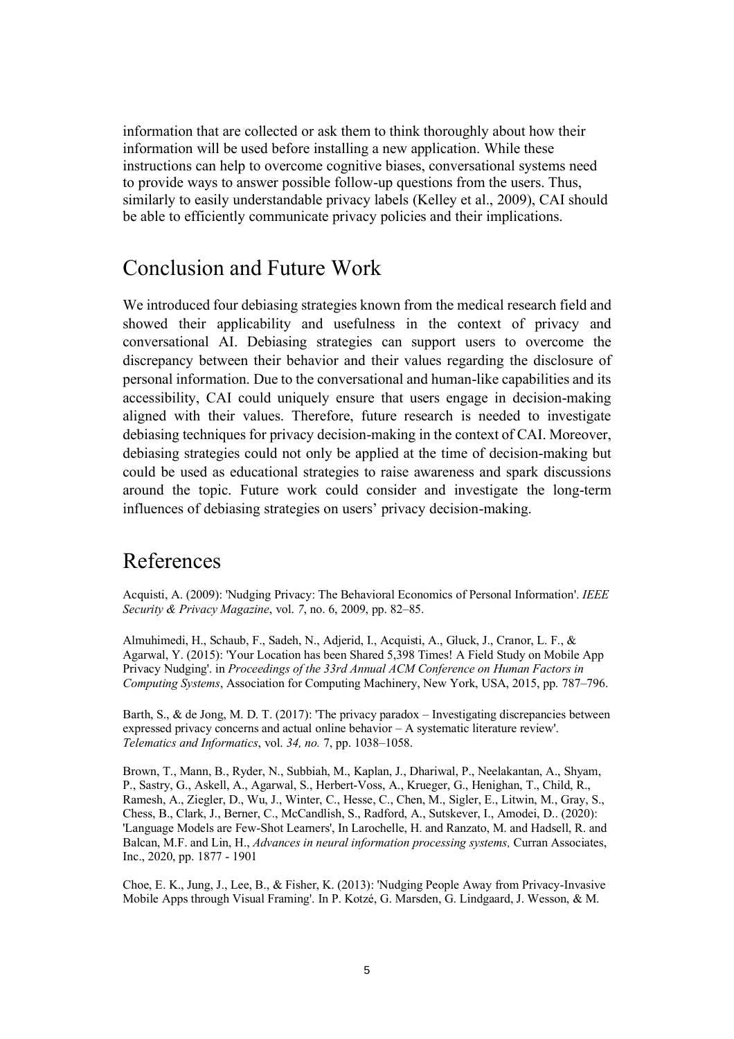information that are collected or ask them to think thoroughly about how their information will be used before installing a new application. While these instructions can help to overcome cognitive biases, conversational systems need to provide ways to answer possible follow-up questions from the users. Thus, similarly to easily understandable privacy labels (Kelley et al., 2009), CAI should be able to efficiently communicate privacy policies and their implications.

# Conclusion and Future Work

We introduced four debiasing strategies known from the medical research field and showed their applicability and usefulness in the context of privacy and conversational AI. Debiasing strategies can support users to overcome the discrepancy between their behavior and their values regarding the disclosure of personal information. Due to the conversational and human-like capabilities and its accessibility, CAI could uniquely ensure that users engage in decision-making aligned with their values. Therefore, future research is needed to investigate debiasing techniques for privacy decision-making in the context of CAI. Moreover, debiasing strategies could not only be applied at the time of decision-making but could be used as educational strategies to raise awareness and spark discussions around the topic. Future work could consider and investigate the long-term influences of debiasing strategies on users' privacy decision-making.

# References

Acquisti, A. (2009): 'Nudging Privacy: The Behavioral Economics of Personal Information'. *IEEE Security & Privacy Magazine*, vol. *7*, no. 6, 2009, pp. 82–85.

Almuhimedi, H., Schaub, F., Sadeh, N., Adjerid, I., Acquisti, A., Gluck, J., Cranor, L. F., & Agarwal, Y. (2015): 'Your Location has been Shared 5,398 Times! A Field Study on Mobile App Privacy Nudging'. in *Proceedings of the 33rd Annual ACM Conference on Human Factors in Computing Systems*, Association for Computing Machinery, New York, USA, 2015, pp. 787–796.

Barth, S., & de Jong, M. D. T. (2017): 'The privacy paradox – Investigating discrepancies between expressed privacy concerns and actual online behavior – A systematic literature review'. *Telematics and Informatics*, vol. *34, no.* 7, pp. 1038–1058.

Brown, T., Mann, B., Ryder, N., Subbiah, M., Kaplan, J., Dhariwal, P., Neelakantan, A., Shyam, P., Sastry, G., Askell, A., Agarwal, S., Herbert-Voss, A., Krueger, G., Henighan, T., Child, R., Ramesh, A., Ziegler, D., Wu, J., Winter, C., Hesse, C., Chen, M., Sigler, E., Litwin, M., Gray, S., Chess, B., Clark, J., Berner, C., McCandlish, S., Radford, A., Sutskever, I., Amodei, D.. (2020): 'Language Models are Few-Shot Learners', In Larochelle, H. and Ranzato, M. and Hadsell, R. and Balcan, M.F. and Lin, H., *Advances in neural information processing systems,* Curran Associates, Inc., 2020, pp. 1877 - 1901

Choe, E. K., Jung, J., Lee, B., & Fisher, K. (2013): 'Nudging People Away from Privacy-Invasive Mobile Apps through Visual Framing'. In P. Kotzé, G. Marsden, G. Lindgaard, J. Wesson, & M.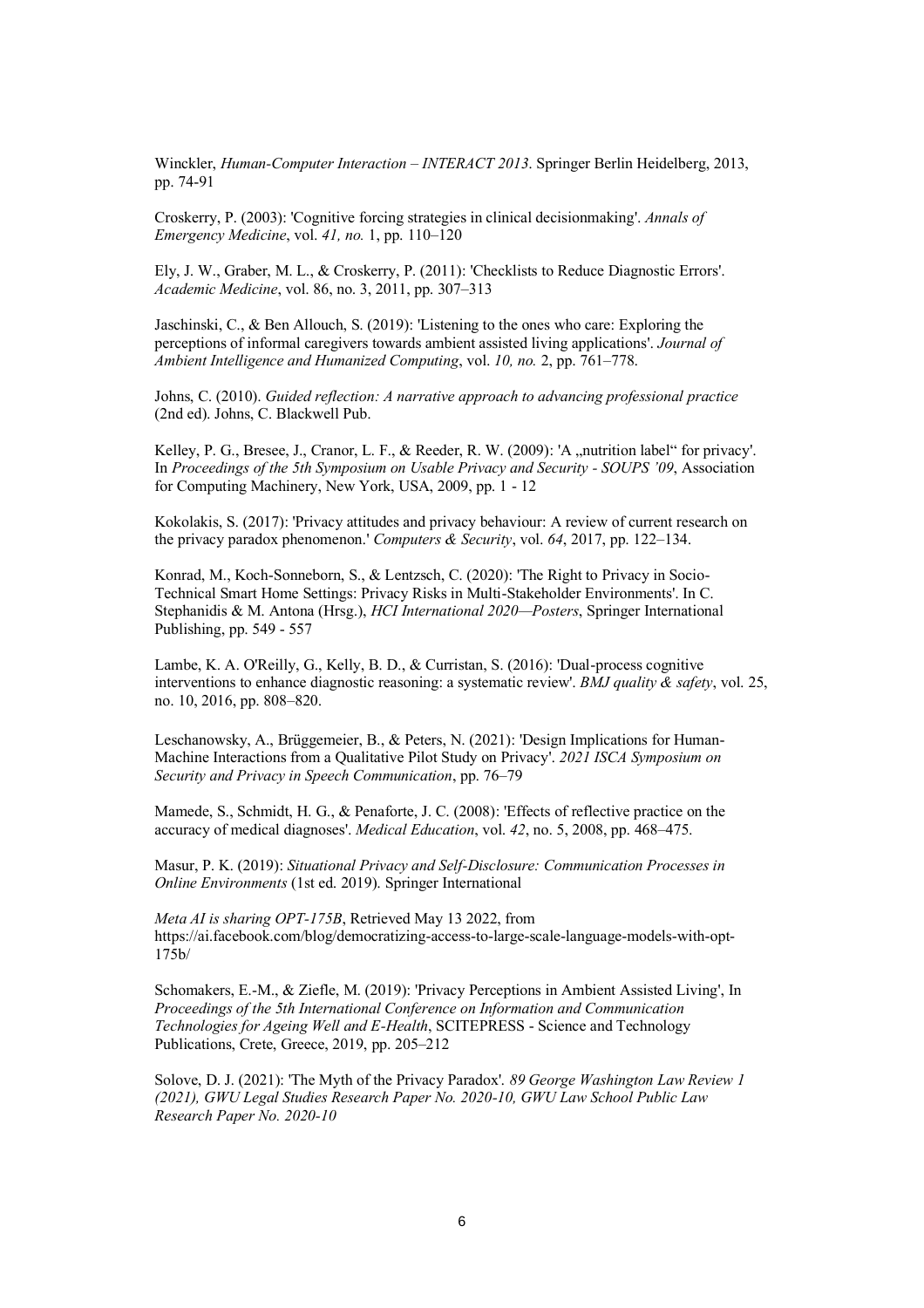Winckler, *Human-Computer Interaction – INTERACT 2013*. Springer Berlin Heidelberg, 2013, pp. 74-91

Croskerry, P. (2003): 'Cognitive forcing strategies in clinical decisionmaking'. *Annals of Emergency Medicine*, vol. *41, no.* 1, pp. 110–120

Ely, J. W., Graber, M. L., & Croskerry, P. (2011): 'Checklists to Reduce Diagnostic Errors'. *Academic Medicine*, vol. 86, no. 3, 2011, pp. 307–313

Jaschinski, C., & Ben Allouch, S. (2019): 'Listening to the ones who care: Exploring the perceptions of informal caregivers towards ambient assisted living applications'. *Journal of Ambient Intelligence and Humanized Computing*, vol. *10, no.* 2, pp. 761–778.

Johns, C. (2010). *Guided reflection: A narrative approach to advancing professional practice* (2nd ed). Johns, C. Blackwell Pub.

Kelley, P. G., Bresee, J., Cranor, L. F., & Reeder, R. W. (2009): 'A „nutrition label“ for privacy'. In *Proceedings of the 5th Symposium on Usable Privacy and Security - SOUPS '09*, Association for Computing Machinery, New York, USA, 2009, pp. 1 - 12

Kokolakis, S. (2017): 'Privacy attitudes and privacy behaviour: A review of current research on the privacy paradox phenomenon.' *Computers & Security*, vol. *64*, 2017, pp. 122–134.

Konrad, M., Koch-Sonneborn, S., & Lentzsch, C. (2020): 'The Right to Privacy in Socio-Technical Smart Home Settings: Privacy Risks in Multi-Stakeholder Environments'. In C. Stephanidis & M. Antona (Hrsg.), *HCI International 2020—Posters*, Springer International Publishing, pp. 549 - 557

Lambe, K. A. O'Reilly, G., Kelly, B. D., & Curristan, S. (2016): 'Dual-process cognitive interventions to enhance diagnostic reasoning: a systematic review'. *BMJ quality & safety*, vol. 25, no. 10, 2016, pp. 808–820.

Leschanowsky, A., Brüggemeier, B., & Peters, N. (2021): 'Design Implications for Human-Machine Interactions from a Qualitative Pilot Study on Privacy'. *2021 ISCA Symposium on Security and Privacy in Speech Communication*, pp. 76–79

Mamede, S., Schmidt, H. G., & Penaforte, J. C. (2008): 'Effects of reflective practice on the accuracy of medical diagnoses'. *Medical Education*, vol. *42*, no. 5, 2008, pp. 468–475.

Masur, P. K. (2019): *Situational Privacy and Self-Disclosure: Communication Processes in Online Environments* (1st ed. 2019). Springer International

*Meta AI is sharing OPT-175B*, Retrieved May 13 2022, from https://ai.facebook.com/blog/democratizing-access-to-large-scale-language-models-with-opt-175b/

Schomakers, E.-M., & Ziefle, M. (2019): 'Privacy Perceptions in Ambient Assisted Living', In *Proceedings of the 5th International Conference on Information and Communication Technologies for Ageing Well and E-Health*, SCITEPRESS - Science and Technology Publications, Crete, Greece, 2019, pp. 205–212

Solove, D. J. (2021): 'The Myth of the Privacy Paradox'. *89 George Washington Law Review 1 (2021), GWU Legal Studies Research Paper No. 2020-10, GWU Law School Public Law Research Paper No. 2020-10*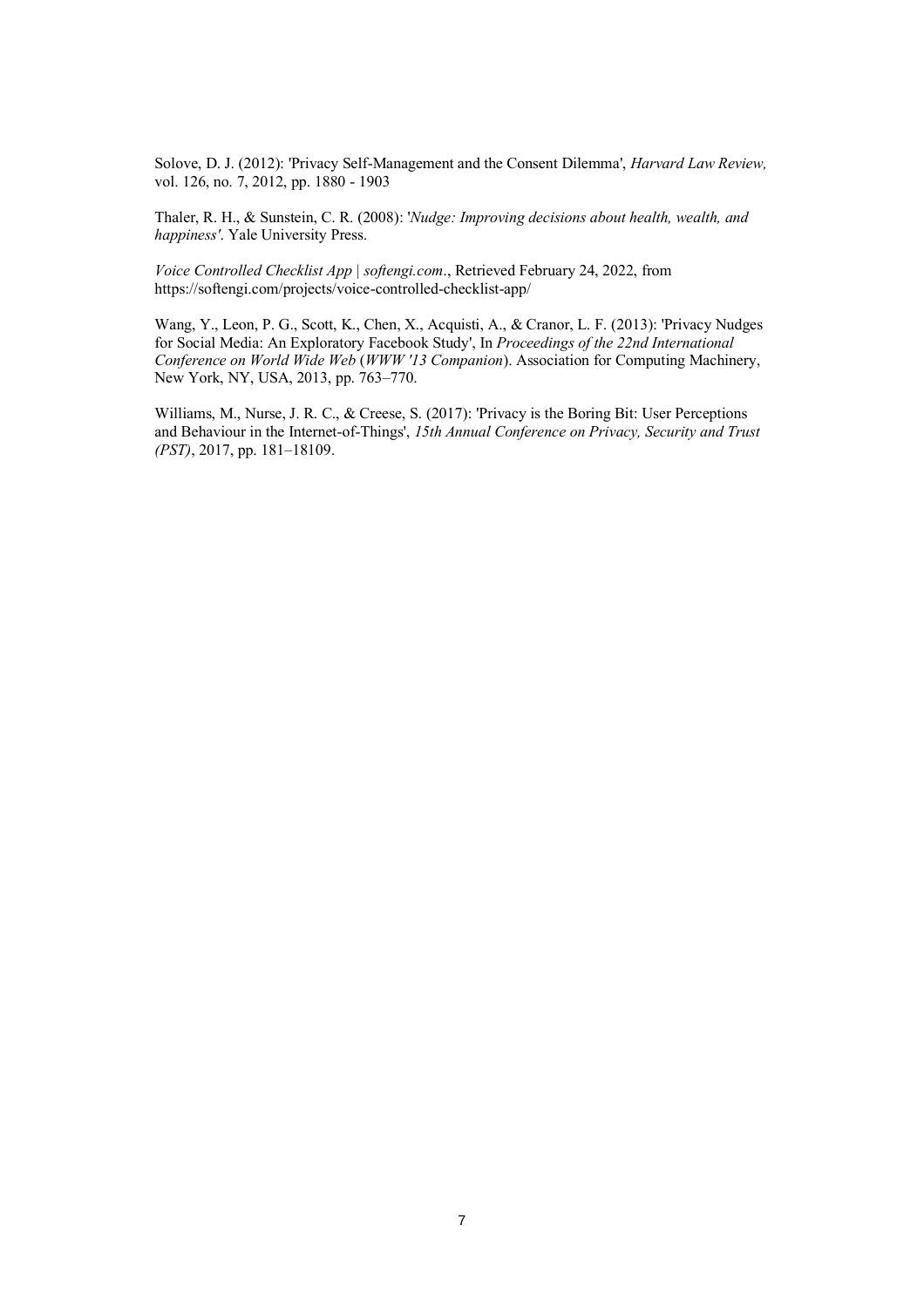Solove, D. J. (2012): 'Privacy Self-Management and the Consent Dilemma', *Harvard Law Review,* vol. 126, no. 7, 2012, pp. 1880 - 1903

Thaler, R. H., & Sunstein, C. R. (2008): '*Nudge: Improving decisions about health, wealth, and happiness'*. Yale University Press.

*Voice Controlled Checklist App | softengi.com*., Retrieved February 24, 2022, from https://softengi.com/projects/voice-controlled-checklist-app/

Wang, Y., Leon, P. G., Scott, K., Chen, X., Acquisti, A., & Cranor, L. F. (2013): 'Privacy Nudges for Social Media: An Exploratory Facebook Study', In *Proceedings of the 22nd International Conference on World Wide Web* (*WWW '13 Companion*). Association for Computing Machinery, New York, NY, USA, 2013, pp. 763–770.

Williams, M., Nurse, J. R. C., & Creese, S. (2017): 'Privacy is the Boring Bit: User Perceptions and Behaviour in the Internet-of-Things', *15th Annual Conference on Privacy, Security and Trust (PST)*, 2017, pp. 181–18109.